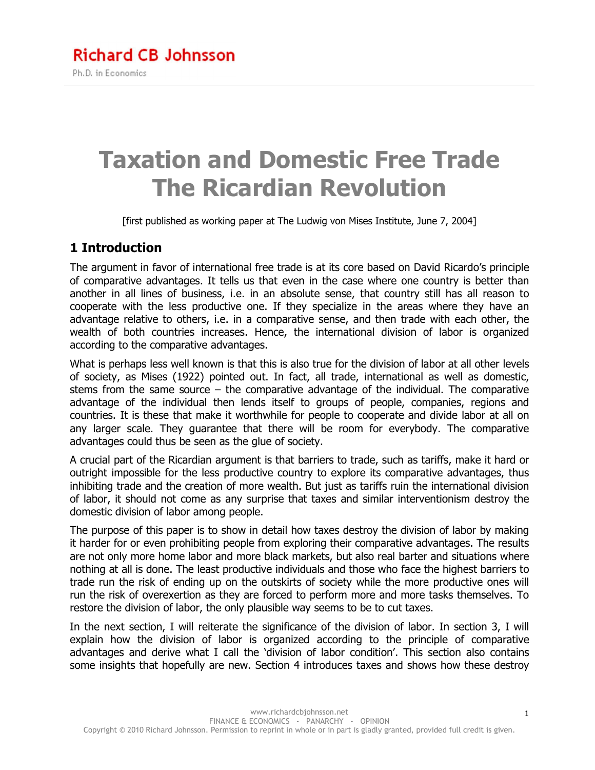Richard CB Johnsson

Ph.D. in Economics

# Taxation and Domestic Free Trade The Ricardian Revolution

[first published as working paper at The Ludwig von Mises Institute, June 7, 2004]

## 1 Introduction

The argument in favor of international free trade is at its core based on David Ricardo's principle of comparative advantages. It tells us that even in the case where one country is better than another in all lines of business, i.e. in an absolute sense, that country still has all reason to cooperate with the less productive one. If they specialize in the areas where they have an advantage relative to others, i.e. in a comparative sense, and then trade with each other, the wealth of both countries increases. Hence, the international division of labor is organized according to the comparative advantages.

What is perhaps less well known is that this is also true for the division of labor at all other levels of society, as Mises (1922) pointed out. In fact, all trade, international as well as domestic, stems from the same source – the comparative advantage of the individual. The comparative advantage of the individual then lends itself to groups of people, companies, regions and countries. It is these that make it worthwhile for people to cooperate and divide labor at all on any larger scale. They guarantee that there will be room for everybody. The comparative advantages could thus be seen as the glue of society.

A crucial part of the Ricardian argument is that barriers to trade, such as tariffs, make it hard or outright impossible for the less productive country to explore its comparative advantages, thus inhibiting trade and the creation of more wealth. But just as tariffs ruin the international division of labor, it should not come as any surprise that taxes and similar interventionism destroy the domestic division of labor among people.

The purpose of this paper is to show in detail how taxes destroy the division of labor by making it harder for or even prohibiting people from exploring their comparative advantages. The results are not only more home labor and more black markets, but also real barter and situations where nothing at all is done. The least productive individuals and those who face the highest barriers to trade run the risk of ending up on the outskirts of society while the more productive ones will run the risk of overexertion as they are forced to perform more and more tasks themselves. To restore the division of labor, the only plausible way seems to be to cut taxes.

In the next section, I will reiterate the significance of the division of labor. In section 3, I will explain how the division of labor is organized according to the principle of comparative advantages and derive what I call the 'division of labor condition'. This section also contains some insights that hopefully are new. Section 4 introduces taxes and shows how these destroy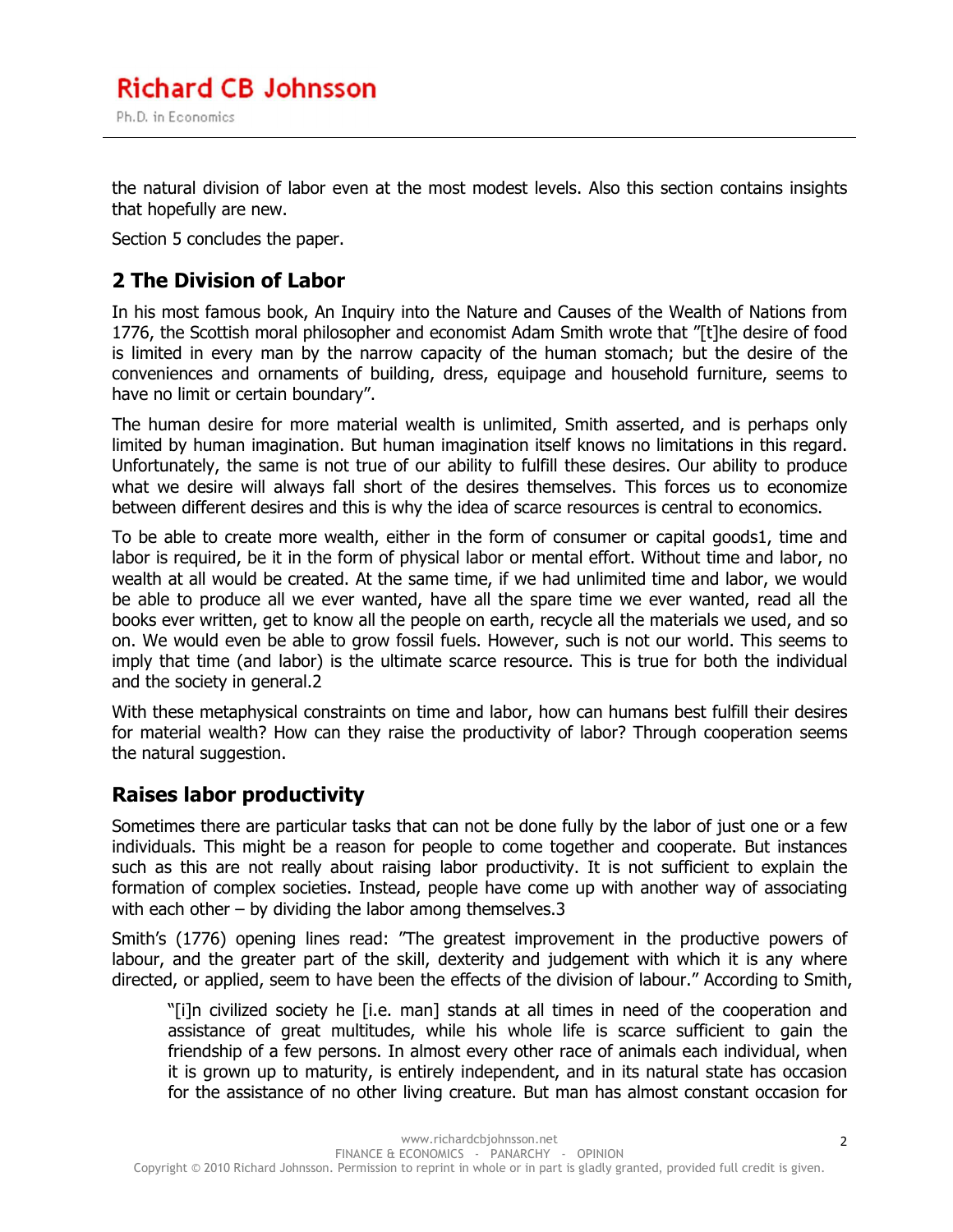the natural division of labor even at the most modest levels. Also this section contains insights that hopefully are new.

Section 5 concludes the paper.

## 2 The Division of Labor

In his most famous book, An Inquiry into the Nature and Causes of the Wealth of Nations from 1776, the Scottish moral philosopher and economist Adam Smith wrote that "[t]he desire of food is limited in every man by the narrow capacity of the human stomach; but the desire of the conveniences and ornaments of building, dress, equipage and household furniture, seems to have no limit or certain boundary".

The human desire for more material wealth is unlimited, Smith asserted, and is perhaps only limited by human imagination. But human imagination itself knows no limitations in this regard. Unfortunately, the same is not true of our ability to fulfill these desires. Our ability to produce what we desire will always fall short of the desires themselves. This forces us to economize between different desires and this is why the idea of scarce resources is central to economics.

To be able to create more wealth, either in the form of consumer or capital goods[1], time and labor is required, be it in the form of physical labor or mental effort. Without time and labor, no wealth at all would be created. At the same time, if we had unlimited time and labor, we would be able to produce all we ever wanted, have all the spare time we ever wanted, read all the books ever written, get to know all the people on earth, recycle all the materials we used, and so on. We would even be able to grow fossil fuels. However, such is not our world. This seems to imply that time (and labor) is the ultimate scarce resource. This is true for both the individual and the society in general.[2]

With these metaphysical constraints on time and labor, how can humans best fulfill their desires for material wealth? How can they raise the productivity of labor? Through cooperation seems the natural suggestion.

### Raises labor productivity

Sometimes there are particular tasks that can not be done fully by the labor of just one or a few individuals. This might be a reason for people to come together and cooperate. But instances such as this are not really about raising labor productivity. It is not sufficient to explain the formation of complex societies. Instead, people have come up with another way of associating with each other – by dividing the labor among themselves.[3]

Smith's (1776) opening lines read: "The greatest improvement in the productive powers of labour, and the greater part of the skill, dexterity and judgement with which it is any where directed, or applied, seem to have been the effects of the division of labour." According to Smith,

> "[i]n civilized society he [i.e. man] stands at all times in need of the cooperation and assistance of great multitudes, while his whole life is scarce sufficient to gain the friendship of a few persons. In almost every other race of animals each individual, when it is grown up to maturity, is entirely independent, and in its natural state has occasion for the assistance of no other living creature. But man has almost constant occasion for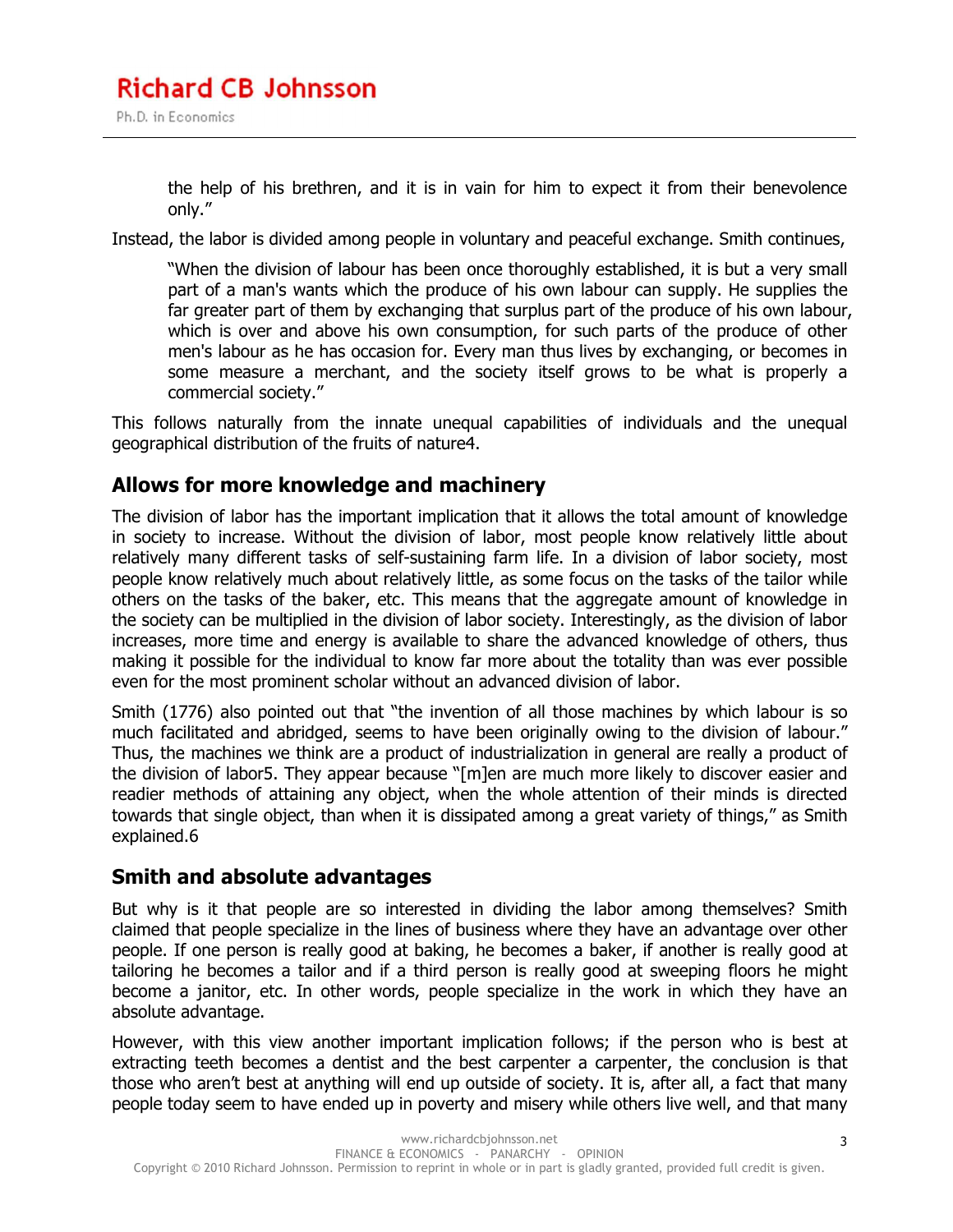the help of his brethren, and it is in vain for him to expect it from their benevolence only."

Instead, the labor is divided among people in voluntary and peaceful exchange. Smith continues,

> "When the division of labour has been once thoroughly established, it is but a very small part of a man's wants which the produce of his own labour can supply. He supplies the far greater part of them by exchanging that surplus part of the produce of his own labour, which is over and above his own consumption, for such parts of the produce of other men's labour as he has occasion for. Every man thus lives by exchanging, or becomes in some measure a merchant, and the society itself grows to be what is properly a commercial society."

This follows naturally from the innate unequal capabilities of individuals and the unequal geographical distribution of the fruits of nature[4].

## Allows for more knowledge and machinery

The division of labor has the important implication that it allows the total amount of knowledge in society to increase. Without the division of labor, most people know relatively little about relatively many different tasks of self-sustaining farm life. In a division of labor society, most people know relatively much about relatively little, as some focus on the tasks of the tailor while others on the tasks of the baker, etc. This means that the aggregate amount of knowledge in the society can be multiplied in the division of labor society. Interestingly, as the division of labor increases, more time and energy is available to share the advanced knowledge of others, thus making it possible for the individual to know far more about the totality than was ever possible even for the most prominent scholar without an advanced division of labor.

Smith (1776) also pointed out that "the invention of all those machines by which labour is so much facilitated and abridged, seems to have been originally owing to the division of labour." Thus, the machines we think are a product of industrialization in general are really a product of the division of labor[5]. They appear because "[m]en are much more likely to discover easier and readier methods of attaining any object, when the whole attention of their minds is directed towards that single object, than when it is dissipated among a great variety of things," as Smith explained.[6]

## Smith and absolute advantages

But why is it that people are so interested in dividing the labor among themselves? Smith claimed that people specialize in the lines of business where they have an advantage over other people. If one person is really good at baking, he becomes a baker, if another is really good at tailoring he becomes a tailor and if a third person is really good at sweeping floors he might become a janitor, etc. In other words, people specialize in the work in which they have an absolute advantage.

However, with this view another important implication follows; if the person who is best at extracting teeth becomes a dentist and the best carpenter a carpenter, the conclusion is that those who aren't best at anything will end up outside of society. It is, after all, a fact that many people today seem to have ended up in poverty and misery while others live well, and that many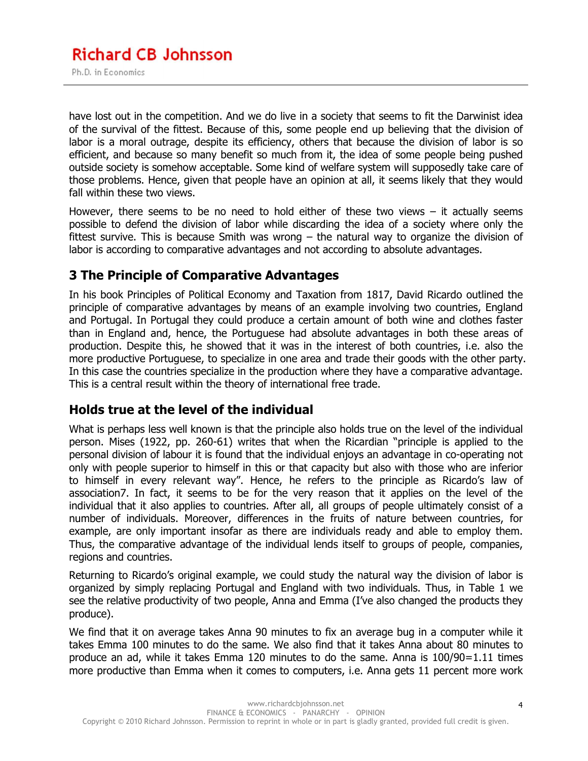have lost out in the competition. And we do live in a society that seems to fit the Darwinist idea of the survival of the fittest. Because of this, some people end up believing that the division of labor is a moral outrage, despite its efficiency, others that because the division of labor is so efficient, and because so many benefit so much from it, the idea of some people being pushed outside society is somehow acceptable. Some kind of welfare system will supposedly take care of those problems. Hence, given that people have an opinion at all, it seems likely that they would fall within these two views.

However, there seems to be no need to hold either of these two views – it actually seems possible to defend the division of labor while discarding the idea of a society where only the fittest survive. This is because Smith was wrong – the natural way to organize the division of labor is according to comparative advantages and not according to absolute advantages.

## 3 The Principle of Comparative Advantages

In his book Principles of Political Economy and Taxation from 1817, David Ricardo outlined the principle of comparative advantages by means of an example involving two countries, England and Portugal. In Portugal they could produce a certain amount of both wine and clothes faster than in England and, hence, the Portuguese had absolute advantages in both these areas of production. Despite this, he showed that it was in the interest of both countries, i.e. also the more productive Portuguese, to specialize in one area and trade their goods with the other party. In this case the countries specialize in the production where they have a comparative advantage. This is a central result within the theory of international free trade.

## Holds true at the level of the individual

What is perhaps less well known is that the principle also holds true on the level of the individual person. Mises (1922, pp. 260-61) writes that when the Ricardian "principle is applied to the personal division of labour it is found that the individual enjoys an advantage in co-operating not only with people superior to himself in this or that capacity but also with those who are inferior to himself in every relevant way". Hence, he refers to the principle as Ricardo's law of association[7]. In fact, it seems to be for the very reason that it applies on the level of the individual that it also applies to countries. After all, all groups of people ultimately consist of a number of individuals. Moreover, differences in the fruits of nature between countries, for example, are only important insofar as there are individuals ready and able to employ them. Thus, the comparative advantage of the individual lends itself to groups of people, companies, regions and countries.

Returning to Ricardo's original example, we could study the natural way the division of labor is organized by simply replacing Portugal and England with two individuals. Thus, in Table 1 we see the relative productivity of two people, Anna and Emma (I've also changed the products they produce).

We find that it on average takes Anna 90 minutes to fix an average bug in a computer while it takes Emma 100 minutes to do the same. We also find that it takes Anna about 80 minutes to produce an ad, while it takes Emma 120 minutes to do the same. Anna is 100/90=1.11 times more productive than Emma when it comes to computers, i.e. Anna gets 11 percent more work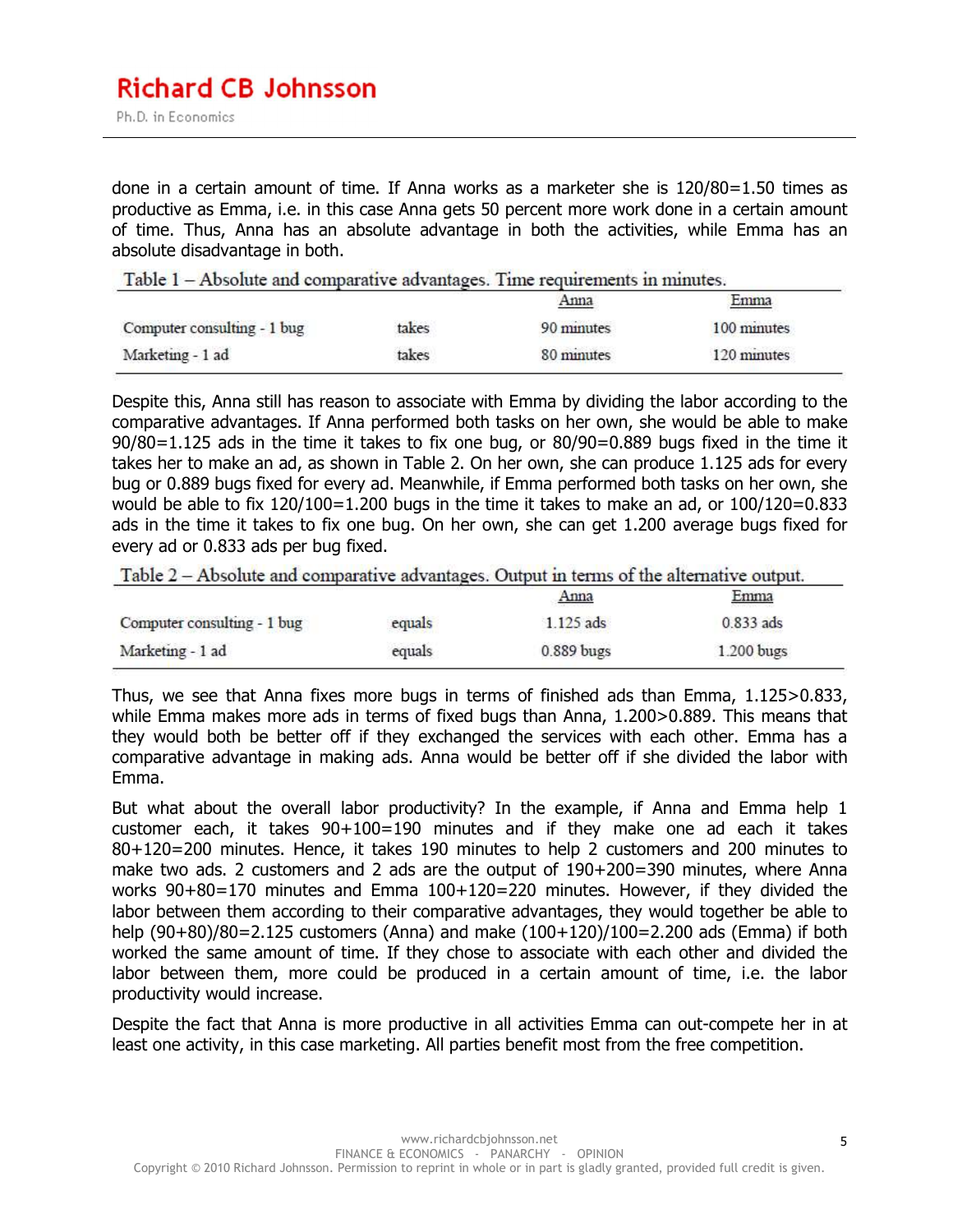done in a certain amount of time. If Anna works as a marketer she is 120/80=1.50 times as productive as Emma, i.e. in this case Anna gets 50 percent more work done in a certain amount of time. Thus, Anna has an absolute advantage in both the activities, while Emma has an absolute disadvantage in both.

Table 1 – Absolute and comparative advantages. Time requirements in minutes.

| | | Anna | Emma |
|---|---|---|---|
| Computer consulting - 1 bug | takes | 90 minutes | 100 minutes |
| Marketing - 1 ad | takes | 80 minutes | 120 minutes |

Despite this, Anna still has reason to associate with Emma by dividing the labor according to the comparative advantages. If Anna performed both tasks on her own, she would be able to make 90/80=1.125 ads in the time it takes to fix one bug, or 80/90=0.889 bugs fixed in the time it takes her to make an ad, as shown in Table 2. On her own, she can produce 1.125 ads for every bug or 0.889 bugs fixed for every ad. Meanwhile, if Emma performed both tasks on her own, she would be able to fix 120/100=1.200 bugs in the time it takes to make an ad, or 100/120=0.833 ads in the time it takes to fix one bug. On her own, she can get 1.200 average bugs fixed for every ad or 0.833 ads per bug fixed.

Table 2 – Absolute and comparative advantages. Output in terms of the alternative output.

| | | Anna | Emma |
|---|---|---|---|
| Computer consulting - 1 bug | equals | 1.125 ads | 0.833 ads |
| Marketing - 1 ad | equals | 0.889 bugs | 1.200 bugs |

Thus, we see that Anna fixes more bugs in terms of finished ads than Emma, 1.125>0.833, while Emma makes more ads in terms of fixed bugs than Anna, 1.200>0.889. This means that they would both be better off if they exchanged the services with each other. Emma has a comparative advantage in making ads. Anna would be better off if she divided the labor with Emma.

But what about the overall labor productivity? In the example, if Anna and Emma help 1 customer each, it takes 90+100=190 minutes and if they make one ad each it takes 80+120=200 minutes. Hence, it takes 190 minutes to help 2 customers and 200 minutes to make two ads. 2 customers and 2 ads are the output of 190+200=390 minutes, where Anna works 90+80=170 minutes and Emma 100+120=220 minutes. However, if they divided the labor between them according to their comparative advantages, they would together be able to help (90+80)/80=2.125 customers (Anna) and make (100+120)/100=2.200 ads (Emma) if both worked the same amount of time. If they chose to associate with each other and divided the labor between them, more could be produced in a certain amount of time, i.e. the labor productivity would increase.

Despite the fact that Anna is more productive in all activities Emma can out-compete her in at least one activity, in this case marketing. All parties benefit most from the free competition.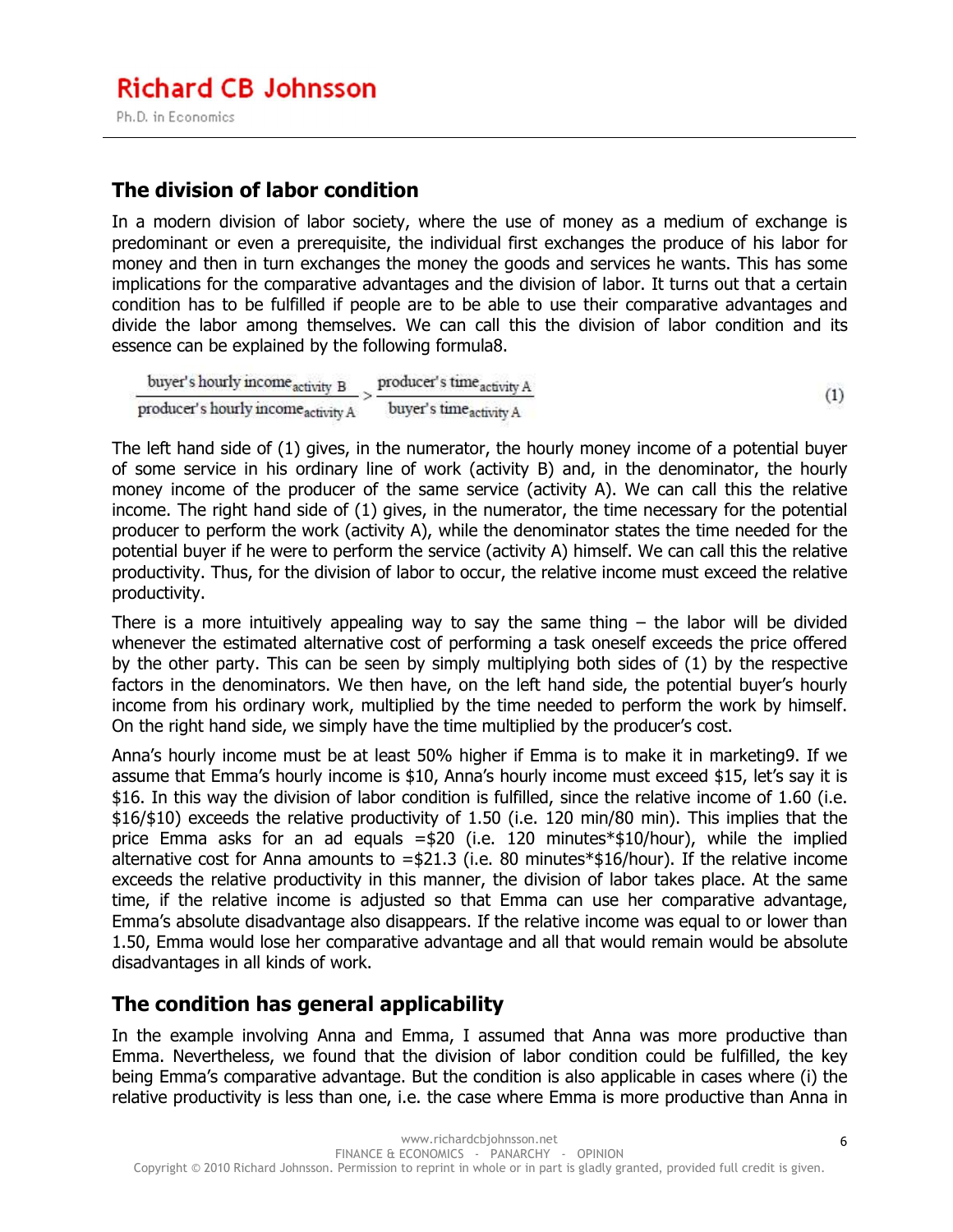## The division of labor condition

In a modern division of labor society, where the use of money as a medium of exchange is predominant or even a prerequisite, the individual first exchanges the produce of his labor for money and then in turn exchanges the money the goods and services he wants. This has some implications for the comparative advantages and the division of labor. It turns out that a certain condition has to be fulfilled if people are to be able to use their comparative advantages and divide the labor among themselves. We can call this the division of labor condition and its essence can be explained by the following formula8.

$$\frac{\text{buyer's hourly income}_{\text{activity B}}}{\text{producer's hourly income}_{\text{activity A}}} > \frac{\text{producer's time}_{\text{activity A}}}{\text{buyer's time}_{\text{activity A}}} \qquad (1)$$

The left hand side of (1) gives, in the numerator, the hourly money income of a potential buyer of some service in his ordinary line of work (activity B) and, in the denominator, the hourly money income of the producer of the same service (activity A). We can call this the relative income. The right hand side of (1) gives, in the numerator, the time necessary for the potential producer to perform the work (activity A), while the denominator states the time needed for the potential buyer if he were to perform the service (activity A) himself. We can call this the relative productivity. Thus, for the division of labor to occur, the relative income must exceed the relative productivity.

There is a more intuitively appealing way to say the same thing – the labor will be divided whenever the estimated alternative cost of performing a task oneself exceeds the price offered by the other party. This can be seen by simply multiplying both sides of (1) by the respective factors in the denominators. We then have, on the left hand side, the potential buyer's hourly income from his ordinary work, multiplied by the time needed to perform the work by himself. On the right hand side, we simply have the time multiplied by the producer's cost.

Anna's hourly income must be at least 50% higher if Emma is to make it in marketing9. If we assume that Emma's hourly income is $10, Anna's hourly income must exceed $15, let's say it is $16. In this way the division of labor condition is fulfilled, since the relative income of 1.60 (i.e. $16/$10) exceeds the relative productivity of 1.50 (i.e. 120 min/80 min). This implies that the price Emma asks for an ad equals =$20 (i.e. 120 minutes*$10/hour), while the implied alternative cost for Anna amounts to =$21.3 (i.e. 80 minutes*$16/hour). If the relative income exceeds the relative productivity in this manner, the division of labor takes place. At the same time, if the relative income is adjusted so that Emma can use her comparative advantage, Emma's absolute disadvantage also disappears. If the relative income was equal to or lower than 1.50, Emma would lose her comparative advantage and all that would remain would be absolute disadvantages in all kinds of work.

## The condition has general applicability

In the example involving Anna and Emma, I assumed that Anna was more productive than Emma. Nevertheless, we found that the division of labor condition could be fulfilled, the key being Emma's comparative advantage. But the condition is also applicable in cases where (i) the relative productivity is less than one, i.e. the case where Emma is more productive than Anna in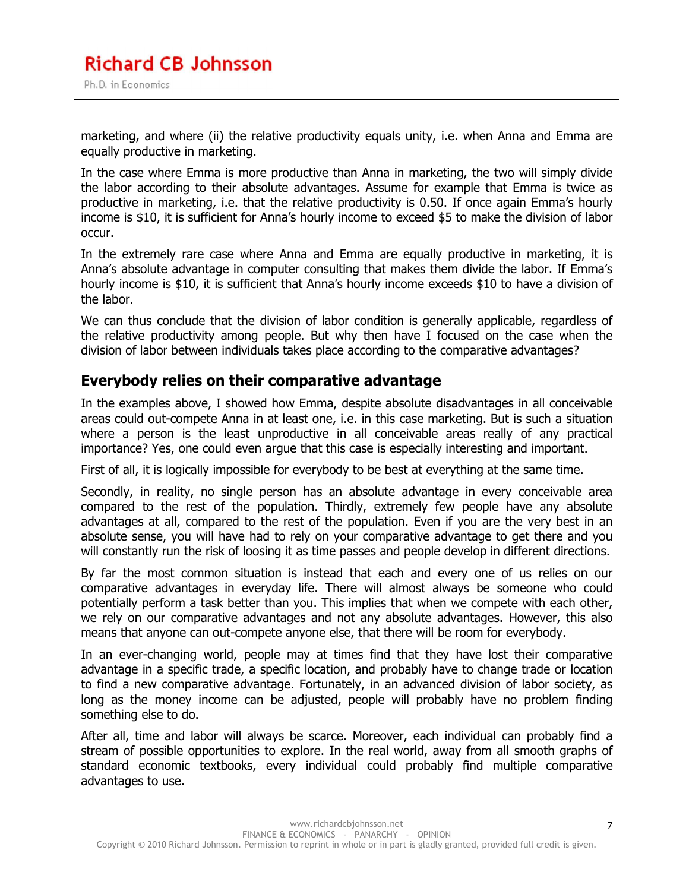marketing, and where (ii) the relative productivity equals unity, i.e. when Anna and Emma are equally productive in marketing.

In the case where Emma is more productive than Anna in marketing, the two will simply divide the labor according to their absolute advantages. Assume for example that Emma is twice as productive in marketing, i.e. that the relative productivity is 0.50. If once again Emma's hourly income is $10, it is sufficient for Anna's hourly income to exceed $5 to make the division of labor occur.

In the extremely rare case where Anna and Emma are equally productive in marketing, it is Anna's absolute advantage in computer consulting that makes them divide the labor. If Emma's hourly income is $10, it is sufficient that Anna's hourly income exceeds $10 to have a division of the labor.

We can thus conclude that the division of labor condition is generally applicable, regardless of the relative productivity among people. But why then have I focused on the case when the division of labor between individuals takes place according to the comparative advantages?

## Everybody relies on their comparative advantage

In the examples above, I showed how Emma, despite absolute disadvantages in all conceivable areas could out-compete Anna in at least one, i.e. in this case marketing. But is such a situation where a person is the least unproductive in all conceivable areas really of any practical importance? Yes, one could even argue that this case is especially interesting and important.

First of all, it is logically impossible for everybody to be best at everything at the same time.

Secondly, in reality, no single person has an absolute advantage in every conceivable area compared to the rest of the population. Thirdly, extremely few people have any absolute advantages at all, compared to the rest of the population. Even if you are the very best in an absolute sense, you will have had to rely on your comparative advantage to get there and you will constantly run the risk of loosing it as time passes and people develop in different directions.

By far the most common situation is instead that each and every one of us relies on our comparative advantages in everyday life. There will almost always be someone who could potentially perform a task better than you. This implies that when we compete with each other, we rely on our comparative advantages and not any absolute advantages. However, this also means that anyone can out-compete anyone else, that there will be room for everybody.

In an ever-changing world, people may at times find that they have lost their comparative advantage in a specific trade, a specific location, and probably have to change trade or location to find a new comparative advantage. Fortunately, in an advanced division of labor society, as long as the money income can be adjusted, people will probably have no problem finding something else to do.

After all, time and labor will always be scarce. Moreover, each individual can probably find a stream of possible opportunities to explore. In the real world, away from all smooth graphs of standard economic textbooks, every individual could probably find multiple comparative advantages to use.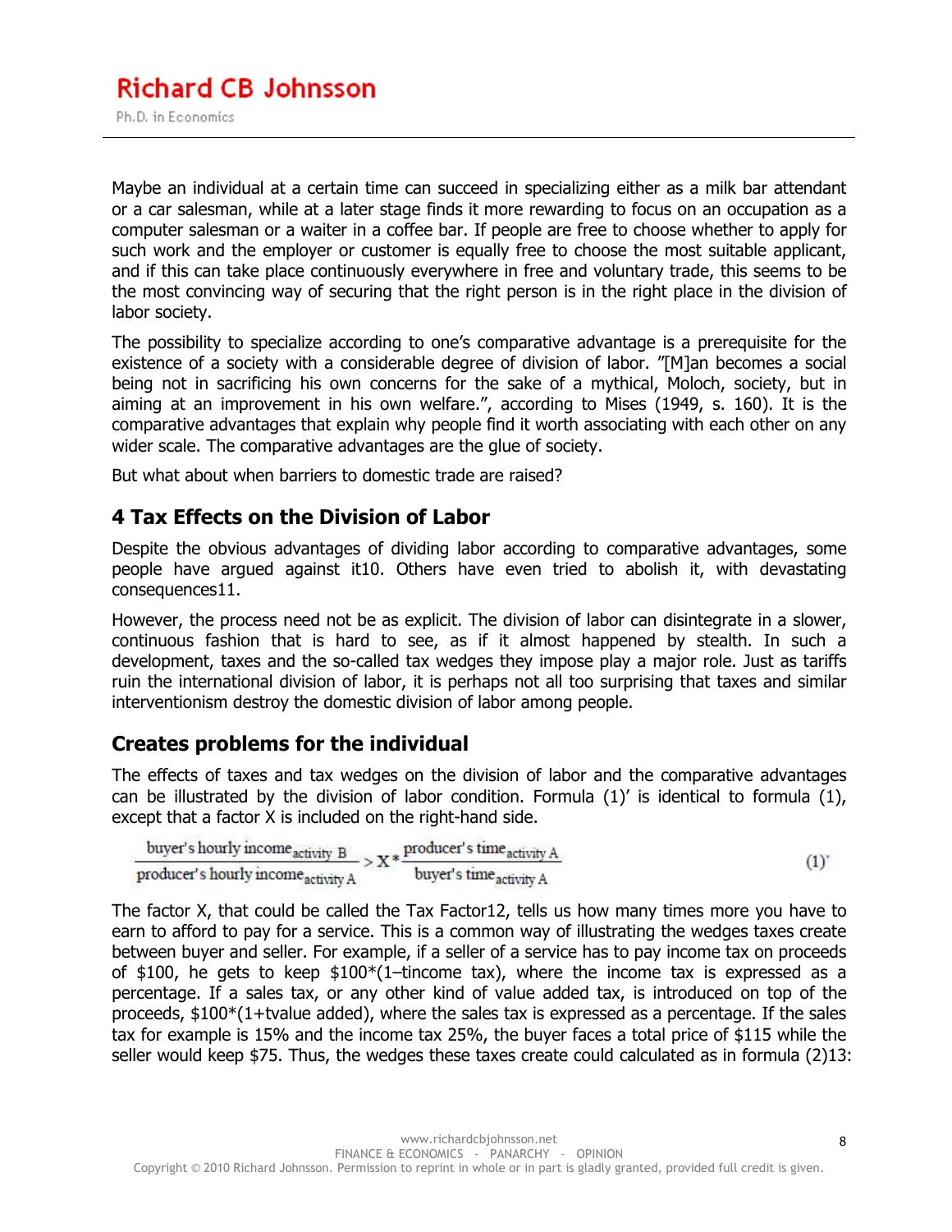Maybe an individual at a certain time can succeed in specializing either as a milk bar attendant or a car salesman, while at a later stage finds it more rewarding to focus on an occupation as a computer salesman or a waiter in a coffee bar. If people are free to choose whether to apply for such work and the employer or customer is equally free to choose the most suitable applicant, and if this can take place continuously everywhere in free and voluntary trade, this seems to be the most convincing way of securing that the right person is in the right place in the division of labor society.

The possibility to specialize according to one's comparative advantage is a prerequisite for the existence of a society with a considerable degree of division of labor. "[M]an becomes a social being not in sacrificing his own concerns for the sake of a mythical, Moloch, society, but in aiming at an improvement in his own welfare.", according to Mises (1949, s. 160). It is the comparative advantages that explain why people find it worth associating with each other on any wider scale. The comparative advantages are the glue of society.

But what about when barriers to domestic trade are raised?

## 4 Tax Effects on the Division of Labor

Despite the obvious advantages of dividing labor according to comparative advantages, some people have argued against it[10]. Others have even tried to abolish it, with devastating consequences[11].

However, the process need not be as explicit. The division of labor can disintegrate in a slower, continuous fashion that is hard to see, as if it almost happened by stealth. In such a development, taxes and the so-called tax wedges they impose play a major role. Just as tariffs ruin the international division of labor, it is perhaps not all too surprising that taxes and similar interventionism destroy the domestic division of labor among people.

### Creates problems for the individual

The effects of taxes and tax wedges on the division of labor and the comparative advantages can be illustrated by the division of labor condition. Formula (1)' is identical to formula (1), except that a factor X is included on the right-hand side.

$$\frac{\text{buyer's hourly income}_{\text{activity B}}}{\text{producer's hourly income}_{\text{activity A}}} > X * \frac{\text{producer's time}_{\text{activity A}}}{\text{buyer's time}_{\text{activity A}}} \qquad (1)'$$

The factor X, that could be called the Tax Factor[12], tells us how many times more you have to earn to afford to pay for a service. This is a common way of illustrating the wedges taxes create between buyer and seller. For example, if a seller of a service has to pay income tax on proceeds of \$100, he gets to keep \$100*(1–$t_{\text{income tax}}$), where the income tax is expressed as a percentage. If a sales tax, or any other kind of value added tax, is introduced on top of the proceeds, \$100*(1+$t_{\text{value added}}$), where the sales tax is expressed as a percentage. If the sales tax for example is 15% and the income tax 25%, the buyer faces a total price of \$115 while the seller would keep \$75. Thus, the wedges these taxes create could calculated as in formula (2)[13]: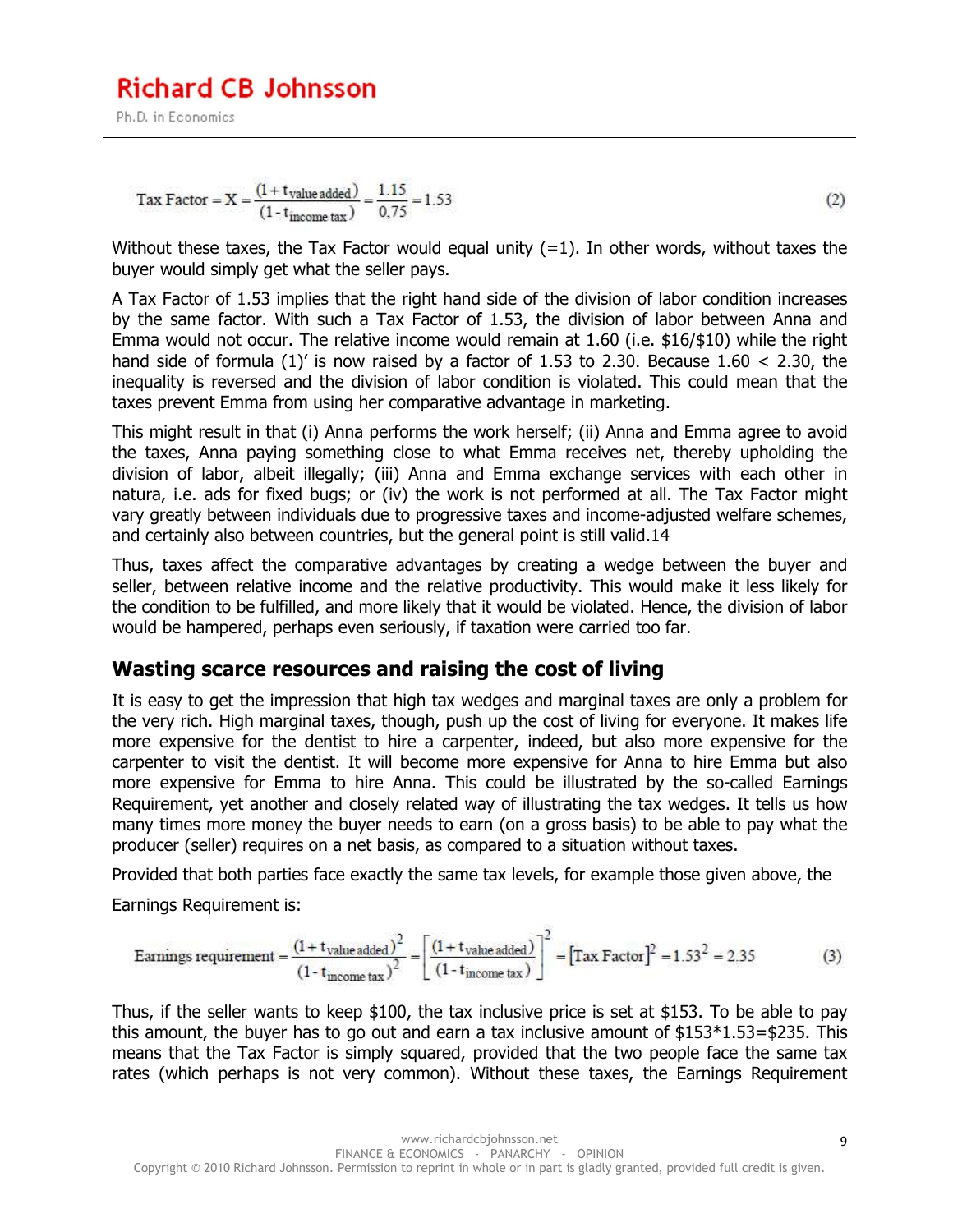$$\text{Tax Factor} = X = \frac{(1+t_{\text{value added}})}{(1-t_{\text{income tax}})} = \frac{1.15}{0{,}75} = 1.53 \tag{2}$$

Without these taxes, the Tax Factor would equal unity (=1). In other words, without taxes the buyer would simply get what the seller pays.

A Tax Factor of 1.53 implies that the right hand side of the division of labor condition increases by the same factor. With such a Tax Factor of 1.53, the division of labor between Anna and Emma would not occur. The relative income would remain at 1.60 (i.e. $16/$10) while the right hand side of formula (1)' is now raised by a factor of 1.53 to 2.30. Because 1.60 < 2.30, the inequality is reversed and the division of labor condition is violated. This could mean that the taxes prevent Emma from using her comparative advantage in marketing.

This might result in that (i) Anna performs the work herself; (ii) Anna and Emma agree to avoid the taxes, Anna paying something close to what Emma receives net, thereby upholding the division of labor, albeit illegally; (iii) Anna and Emma exchange services with each other in natura, i.e. ads for fixed bugs; or (iv) the work is not performed at all. The Tax Factor might vary greatly between individuals due to progressive taxes and income-adjusted welfare schemes, and certainly also between countries, but the general point is still valid.14

Thus, taxes affect the comparative advantages by creating a wedge between the buyer and seller, between relative income and the relative productivity. This would make it less likely for the condition to be fulfilled, and more likely that it would be violated. Hence, the division of labor would be hampered, perhaps even seriously, if taxation were carried too far.

## Wasting scarce resources and raising the cost of living

It is easy to get the impression that high tax wedges and marginal taxes are only a problem for the very rich. High marginal taxes, though, push up the cost of living for everyone. It makes life more expensive for the dentist to hire a carpenter, indeed, but also more expensive for the carpenter to visit the dentist. It will become more expensive for Anna to hire Emma but also more expensive for Emma to hire Anna. This could be illustrated by the so-called Earnings Requirement, yet another and closely related way of illustrating the tax wedges. It tells us how many times more money the buyer needs to earn (on a gross basis) to be able to pay what the producer (seller) requires on a net basis, as compared to a situation without taxes.

Provided that both parties face exactly the same tax levels, for example those given above, the Earnings Requirement is:

$$\text{Earnings requirement} = \frac{(1+t_{\text{value added}})^2}{(1-t_{\text{income tax}})^2} = \left[\frac{(1+t_{\text{value added}})}{(1-t_{\text{income tax}})}\right]^2 = [\text{Tax Factor}]^2 = 1.53^2 = 2.35 \tag{3}$$

Thus, if the seller wants to keep $100, the tax inclusive price is set at $153. To be able to pay this amount, the buyer has to go out and earn a tax inclusive amount of $153*1.53=$235. This means that the Tax Factor is simply squared, provided that the two people face the same tax rates (which perhaps is not very common). Without these taxes, the Earnings Requirement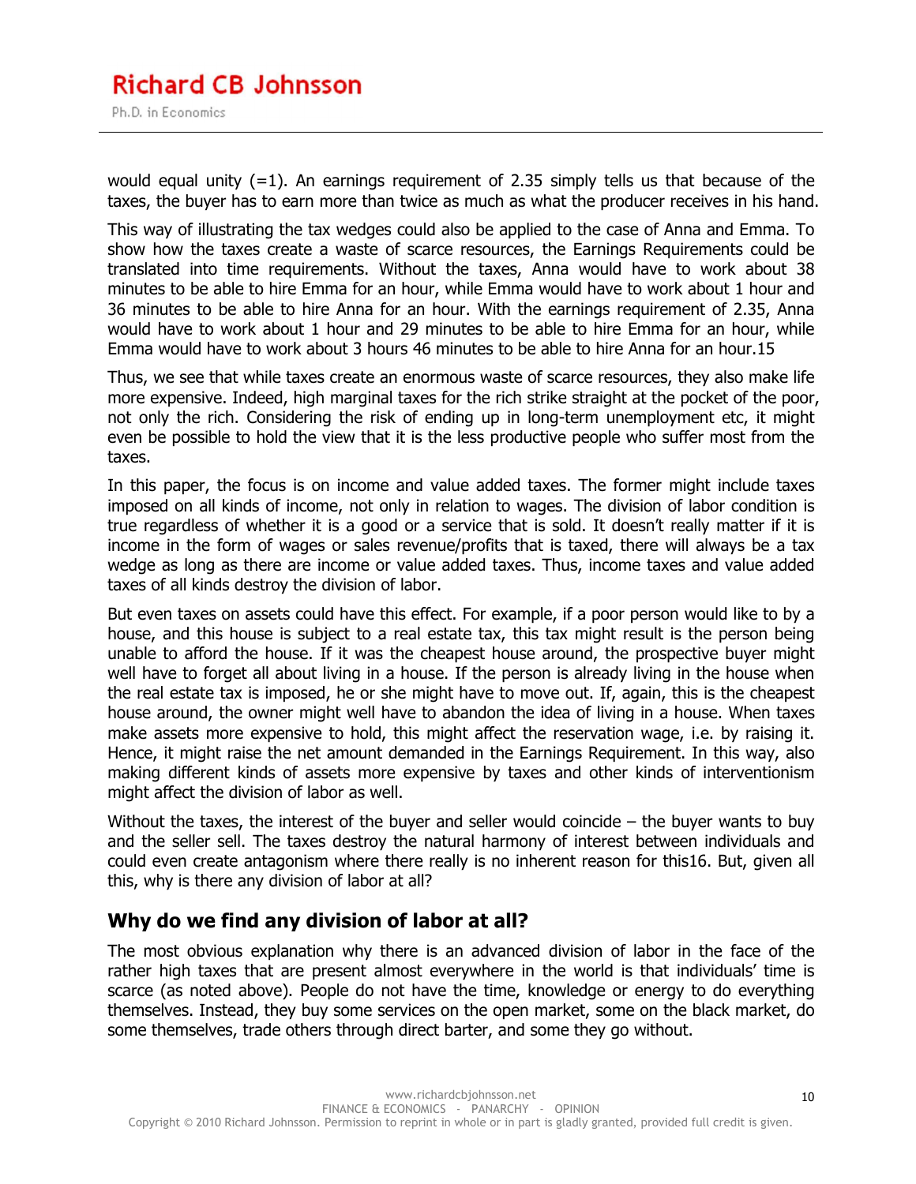would equal unity (=1). An earnings requirement of 2.35 simply tells us that because of the taxes, the buyer has to earn more than twice as much as what the producer receives in his hand.

This way of illustrating the tax wedges could also be applied to the case of Anna and Emma. To show how the taxes create a waste of scarce resources, the Earnings Requirements could be translated into time requirements. Without the taxes, Anna would have to work about 38 minutes to be able to hire Emma for an hour, while Emma would have to work about 1 hour and 36 minutes to be able to hire Anna for an hour. With the earnings requirement of 2.35, Anna would have to work about 1 hour and 29 minutes to be able to hire Emma for an hour, while Emma would have to work about 3 hours 46 minutes to be able to hire Anna for an hour.[15]

Thus, we see that while taxes create an enormous waste of scarce resources, they also make life more expensive. Indeed, high marginal taxes for the rich strike straight at the pocket of the poor, not only the rich. Considering the risk of ending up in long-term unemployment etc, it might even be possible to hold the view that it is the less productive people who suffer most from the taxes.

In this paper, the focus is on income and value added taxes. The former might include taxes imposed on all kinds of income, not only in relation to wages. The division of labor condition is true regardless of whether it is a good or a service that is sold. It doesn't really matter if it is income in the form of wages or sales revenue/profits that is taxed, there will always be a tax wedge as long as there are income or value added taxes. Thus, income taxes and value added taxes of all kinds destroy the division of labor.

But even taxes on assets could have this effect. For example, if a poor person would like to by a house, and this house is subject to a real estate tax, this tax might result is the person being unable to afford the house. If it was the cheapest house around, the prospective buyer might well have to forget all about living in a house. If the person is already living in the house when the real estate tax is imposed, he or she might have to move out. If, again, this is the cheapest house around, the owner might well have to abandon the idea of living in a house. When taxes make assets more expensive to hold, this might affect the reservation wage, i.e. by raising it. Hence, it might raise the net amount demanded in the Earnings Requirement. In this way, also making different kinds of assets more expensive by taxes and other kinds of interventionism might affect the division of labor as well.

Without the taxes, the interest of the buyer and seller would coincide – the buyer wants to buy and the seller sell. The taxes destroy the natural harmony of interest between individuals and could even create antagonism where there really is no inherent reason for this[16]. But, given all this, why is there any division of labor at all?

## Why do we find any division of labor at all?

The most obvious explanation why there is an advanced division of labor in the face of the rather high taxes that are present almost everywhere in the world is that individuals' time is scarce (as noted above). People do not have the time, knowledge or energy to do everything themselves. Instead, they buy some services on the open market, some on the black market, do some themselves, trade others through direct barter, and some they go without.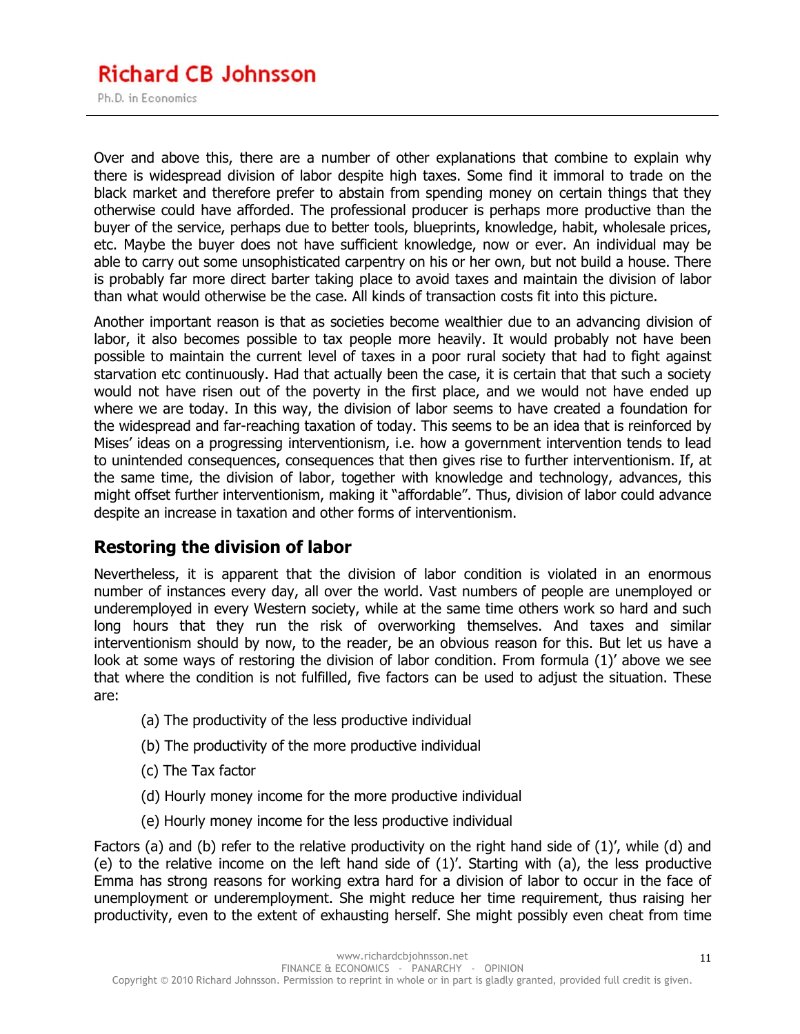Over and above this, there are a number of other explanations that combine to explain why there is widespread division of labor despite high taxes. Some find it immoral to trade on the black market and therefore prefer to abstain from spending money on certain things that they otherwise could have afforded. The professional producer is perhaps more productive than the buyer of the service, perhaps due to better tools, blueprints, knowledge, habit, wholesale prices, etc. Maybe the buyer does not have sufficient knowledge, now or ever. An individual may be able to carry out some unsophisticated carpentry on his or her own, but not build a house. There is probably far more direct barter taking place to avoid taxes and maintain the division of labor than what would otherwise be the case. All kinds of transaction costs fit into this picture.

Another important reason is that as societies become wealthier due to an advancing division of labor, it also becomes possible to tax people more heavily. It would probably not have been possible to maintain the current level of taxes in a poor rural society that had to fight against starvation etc continuously. Had that actually been the case, it is certain that that such a society would not have risen out of the poverty in the first place, and we would not have ended up where we are today. In this way, the division of labor seems to have created a foundation for the widespread and far-reaching taxation of today. This seems to be an idea that is reinforced by Mises' ideas on a progressing interventionism, i.e. how a government intervention tends to lead to unintended consequences, consequences that then gives rise to further interventionism. If, at the same time, the division of labor, together with knowledge and technology, advances, this might offset further interventionism, making it "affordable". Thus, division of labor could advance despite an increase in taxation and other forms of interventionism.

## Restoring the division of labor

Nevertheless, it is apparent that the division of labor condition is violated in an enormous number of instances every day, all over the world. Vast numbers of people are unemployed or underemployed in every Western society, while at the same time others work so hard and such long hours that they run the risk of overworking themselves. And taxes and similar interventionism should by now, to the reader, be an obvious reason for this. But let us have a look at some ways of restoring the division of labor condition. From formula (1)' above we see that where the condition is not fulfilled, five factors can be used to adjust the situation. These are:

(a) The productivity of the less productive individual

(b) The productivity of the more productive individual

(c) The Tax factor

(d) Hourly money income for the more productive individual

(e) Hourly money income for the less productive individual

Factors (a) and (b) refer to the relative productivity on the right hand side of (1)', while (d) and (e) to the relative income on the left hand side of (1)'. Starting with (a), the less productive Emma has strong reasons for working extra hard for a division of labor to occur in the face of unemployment or underemployment. She might reduce her time requirement, thus raising her productivity, even to the extent of exhausting herself. She might possibly even cheat from time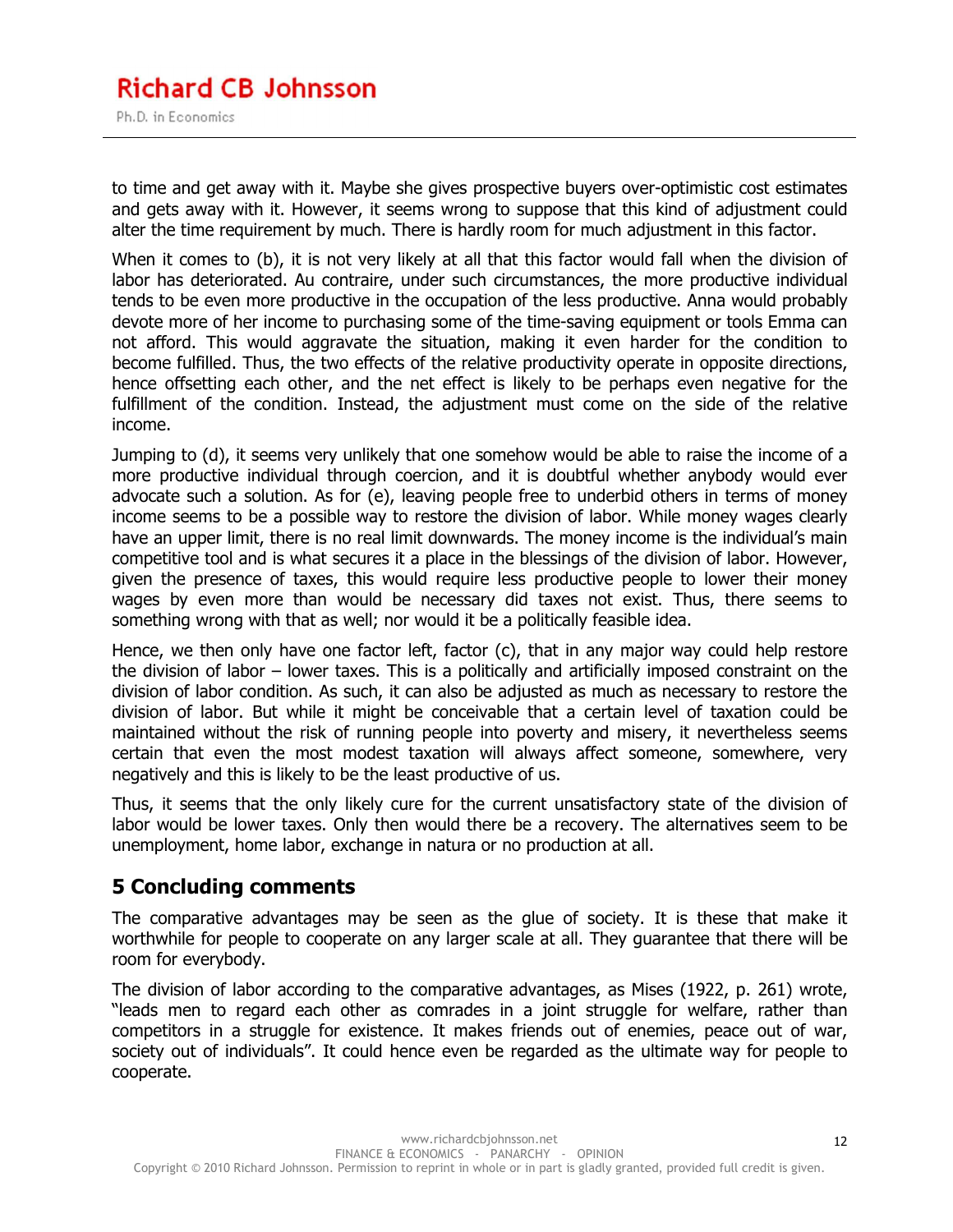to time and get away with it. Maybe she gives prospective buyers over-optimistic cost estimates and gets away with it. However, it seems wrong to suppose that this kind of adjustment could alter the time requirement by much. There is hardly room for much adjustment in this factor.

When it comes to (b), it is not very likely at all that this factor would fall when the division of labor has deteriorated. Au contraire, under such circumstances, the more productive individual tends to be even more productive in the occupation of the less productive. Anna would probably devote more of her income to purchasing some of the time-saving equipment or tools Emma can not afford. This would aggravate the situation, making it even harder for the condition to become fulfilled. Thus, the two effects of the relative productivity operate in opposite directions, hence offsetting each other, and the net effect is likely to be perhaps even negative for the fulfillment of the condition. Instead, the adjustment must come on the side of the relative income.

Jumping to (d), it seems very unlikely that one somehow would be able to raise the income of a more productive individual through coercion, and it is doubtful whether anybody would ever advocate such a solution. As for (e), leaving people free to underbid others in terms of money income seems to be a possible way to restore the division of labor. While money wages clearly have an upper limit, there is no real limit downwards. The money income is the individual's main competitive tool and is what secures it a place in the blessings of the division of labor. However, given the presence of taxes, this would require less productive people to lower their money wages by even more than would be necessary did taxes not exist. Thus, there seems to something wrong with that as well; nor would it be a politically feasible idea.

Hence, we then only have one factor left, factor (c), that in any major way could help restore the division of labor – lower taxes. This is a politically and artificially imposed constraint on the division of labor condition. As such, it can also be adjusted as much as necessary to restore the division of labor. But while it might be conceivable that a certain level of taxation could be maintained without the risk of running people into poverty and misery, it nevertheless seems certain that even the most modest taxation will always affect someone, somewhere, very negatively and this is likely to be the least productive of us.

Thus, it seems that the only likely cure for the current unsatisfactory state of the division of labor would be lower taxes. Only then would there be a recovery. The alternatives seem to be unemployment, home labor, exchange in natura or no production at all.

## 5 Concluding comments

The comparative advantages may be seen as the glue of society. It is these that make it worthwhile for people to cooperate on any larger scale at all. They guarantee that there will be room for everybody.

The division of labor according to the comparative advantages, as Mises (1922, p. 261) wrote, "leads men to regard each other as comrades in a joint struggle for welfare, rather than competitors in a struggle for existence. It makes friends out of enemies, peace out of war, society out of individuals". It could hence even be regarded as the ultimate way for people to cooperate.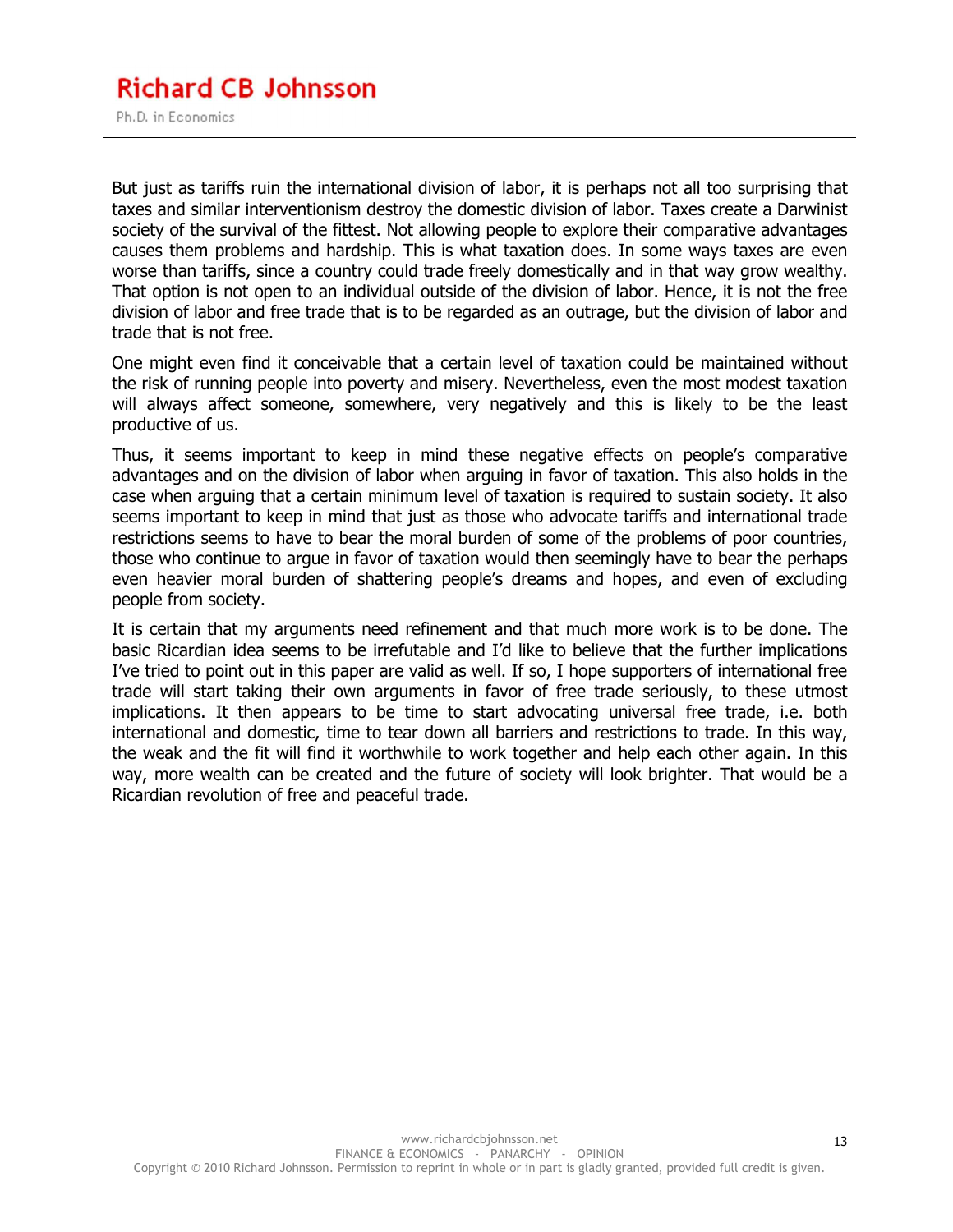But just as tariffs ruin the international division of labor, it is perhaps not all too surprising that taxes and similar interventionism destroy the domestic division of labor. Taxes create a Darwinist society of the survival of the fittest. Not allowing people to explore their comparative advantages causes them problems and hardship. This is what taxation does. In some ways taxes are even worse than tariffs, since a country could trade freely domestically and in that way grow wealthy. That option is not open to an individual outside of the division of labor. Hence, it is not the free division of labor and free trade that is to be regarded as an outrage, but the division of labor and trade that is not free.

One might even find it conceivable that a certain level of taxation could be maintained without the risk of running people into poverty and misery. Nevertheless, even the most modest taxation will always affect someone, somewhere, very negatively and this is likely to be the least productive of us.

Thus, it seems important to keep in mind these negative effects on people's comparative advantages and on the division of labor when arguing in favor of taxation. This also holds in the case when arguing that a certain minimum level of taxation is required to sustain society. It also seems important to keep in mind that just as those who advocate tariffs and international trade restrictions seems to have to bear the moral burden of some of the problems of poor countries, those who continue to argue in favor of taxation would then seemingly have to bear the perhaps even heavier moral burden of shattering people's dreams and hopes, and even of excluding people from society.

It is certain that my arguments need refinement and that much more work is to be done. The basic Ricardian idea seems to be irrefutable and I'd like to believe that the further implications I've tried to point out in this paper are valid as well. If so, I hope supporters of international free trade will start taking their own arguments in favor of free trade seriously, to these utmost implications. It then appears to be time to start advocating universal free trade, i.e. both international and domestic, time to tear down all barriers and restrictions to trade. In this way, the weak and the fit will find it worthwhile to work together and help each other again. In this way, more wealth can be created and the future of society will look brighter. That would be a Ricardian revolution of free and peaceful trade.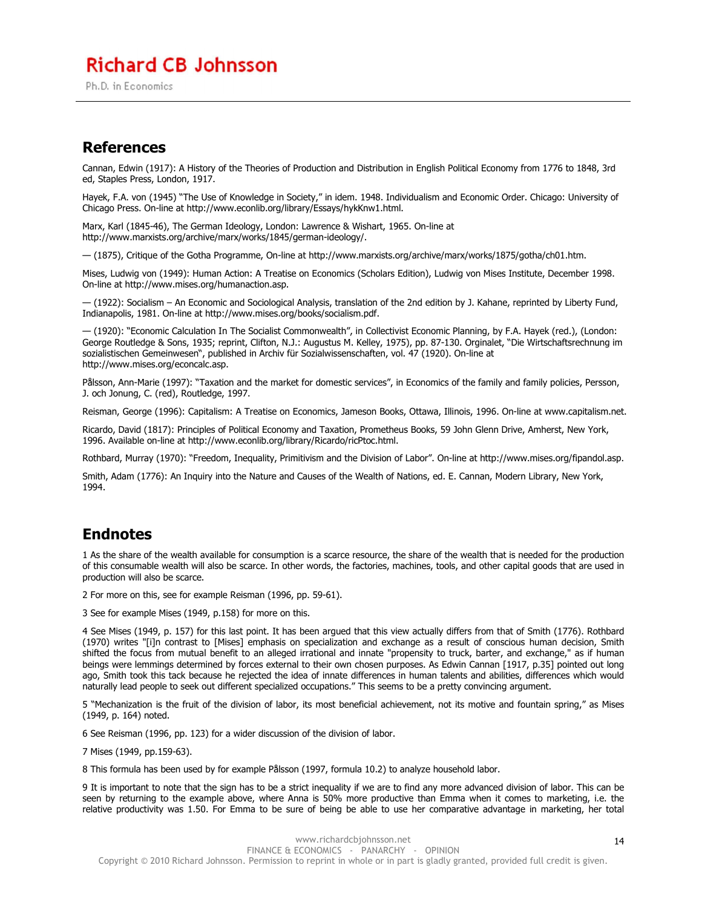## References

Cannan, Edwin (1917): A History of the Theories of Production and Distribution in English Political Economy from 1776 to 1848, 3rd ed, Staples Press, London, 1917.

Hayek, F.A. von (1945) "The Use of Knowledge in Society," in idem. 1948. Individualism and Economic Order. Chicago: University of Chicago Press. On-line at http://www.econlib.org/library/Essays/hykKnw1.html.

Marx, Karl (1845-46), The German Ideology, London: Lawrence & Wishart, 1965. On-line at http://www.marxists.org/archive/marx/works/1845/german-ideology/.

— (1875), Critique of the Gotha Programme, On-line at http://www.marxists.org/archive/marx/works/1875/gotha/ch01.htm.

Mises, Ludwig von (1949): Human Action: A Treatise on Economics (Scholars Edition), Ludwig von Mises Institute, December 1998. On-line at http://www.mises.org/humanaction.asp.

— (1922): Socialism – An Economic and Sociological Analysis, translation of the 2nd edition by J. Kahane, reprinted by Liberty Fund, Indianapolis, 1981. On-line at http://www.mises.org/books/socialism.pdf.

— (1920): "Economic Calculation In The Socialist Commonwealth", in Collectivist Economic Planning, by F.A. Hayek (red.), (London: George Routledge & Sons, 1935; reprint, Clifton, N.J.: Augustus M. Kelley, 1975), pp. 87-130. Orginalet, "Die Wirtschaftsrechnung im sozialistischen Gemeinwesen", published in Archiv für Sozialwissenschaften, vol. 47 (1920). On-line at http://www.mises.org/econcalc.asp.

Pålsson, Ann-Marie (1997): "Taxation and the market for domestic services", in Economics of the family and family policies, Persson, J. och Jonung, C. (red), Routledge, 1997.

Reisman, George (1996): Capitalism: A Treatise on Economics, Jameson Books, Ottawa, Illinois, 1996. On-line at www.capitalism.net.

Ricardo, David (1817): Principles of Political Economy and Taxation, Prometheus Books, 59 John Glenn Drive, Amherst, New York, 1996. Available on-line at http://www.econlib.org/library/Ricardo/ricPtoc.html.

Rothbard, Murray (1970): "Freedom, Inequality, Primitivism and the Division of Labor". On-line at http://www.mises.org/fipandol.asp.

Smith, Adam (1776): An Inquiry into the Nature and Causes of the Wealth of Nations, ed. E. Cannan, Modern Library, New York, 1994.

## Endnotes

1 As the share of the wealth available for consumption is a scarce resource, the share of the wealth that is needed for the production of this consumable wealth will also be scarce. In other words, the factories, machines, tools, and other capital goods that are used in production will also be scarce.

2 For more on this, see for example Reisman (1996, pp. 59-61).

3 See for example Mises (1949, p.158) for more on this.

4 See Mises (1949, p. 157) for this last point. It has been argued that this view actually differs from that of Smith (1776). Rothbard (1970) writes "[i]n contrast to [Mises] emphasis on specialization and exchange as a result of conscious human decision, Smith shifted the focus from mutual benefit to an alleged irrational and innate "propensity to truck, barter, and exchange," as if human beings were lemmings determined by forces external to their own chosen purposes. As Edwin Cannan [1917, p.35] pointed out long ago, Smith took this tack because he rejected the idea of innate differences in human talents and abilities, differences which would naturally lead people to seek out different specialized occupations." This seems to be a pretty convincing argument.

5 "Mechanization is the fruit of the division of labor, its most beneficial achievement, not its motive and fountain spring," as Mises (1949, p. 164) noted.

6 See Reisman (1996, pp. 123) for a wider discussion of the division of labor.

7 Mises (1949, pp.159-63).

8 This formula has been used by for example Pålsson (1997, formula 10.2) to analyze household labor.

9 It is important to note that the sign has to be a strict inequality if we are to find any more advanced division of labor. This can be seen by returning to the example above, where Anna is 50% more productive than Emma when it comes to marketing, i.e. the relative productivity was 1.50. For Emma to be sure of being be able to use her comparative advantage in marketing, her total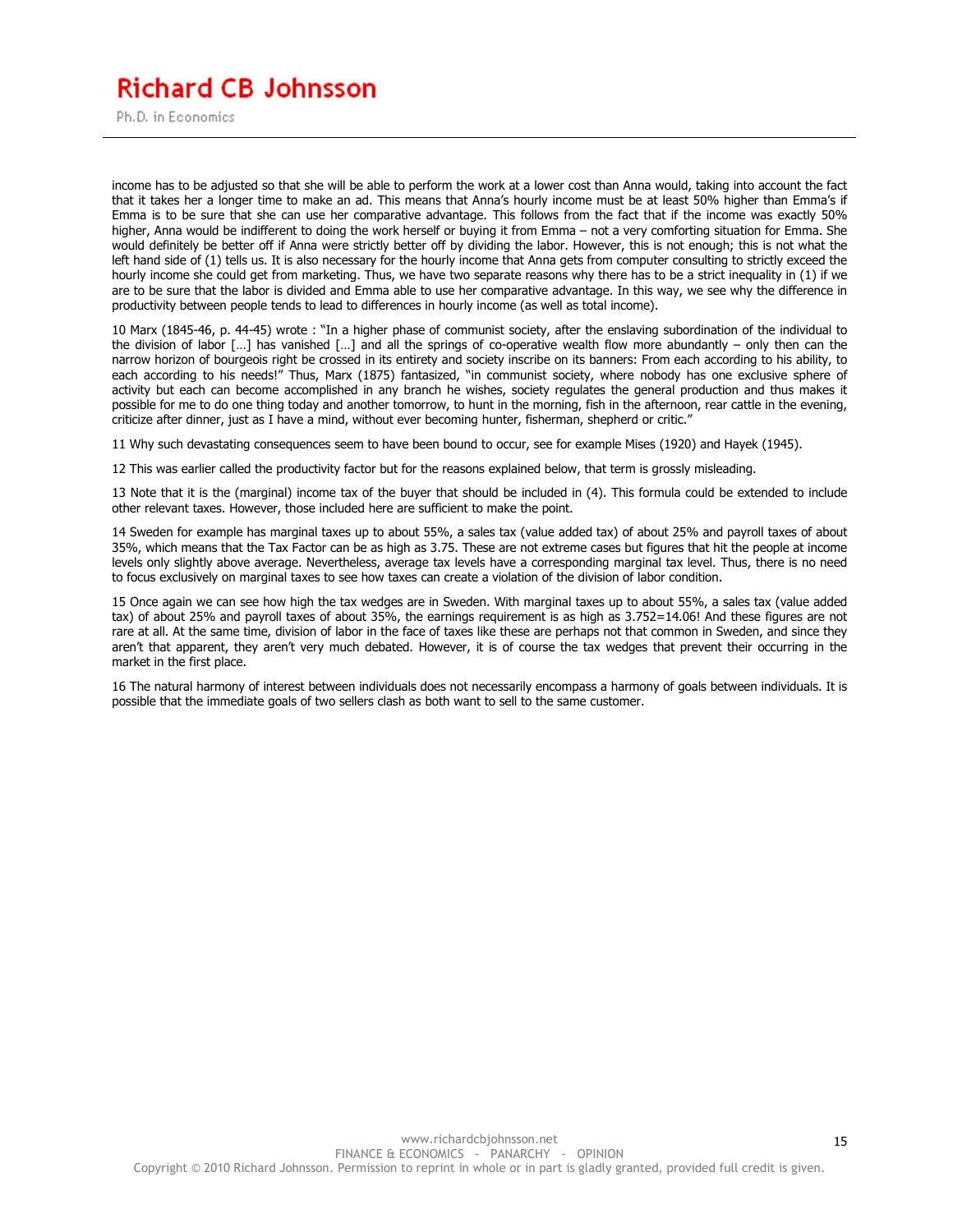income has to be adjusted so that she will be able to perform the work at a lower cost than Anna would, taking into account the fact that it takes her a longer time to make an ad. This means that Anna's hourly income must be at least 50% higher than Emma's if Emma is to be sure that she can use her comparative advantage. This follows from the fact that if the income was exactly 50% higher, Anna would be indifferent to doing the work herself or buying it from Emma – not a very comforting situation for Emma. She would definitely be better off if Anna were strictly better off by dividing the labor. However, this is not enough; this is not what the left hand side of (1) tells us. It is also necessary for the hourly income that Anna gets from computer consulting to strictly exceed the hourly income she could get from marketing. Thus, we have two separate reasons why there has to be a strict inequality in (1) if we are to be sure that the labor is divided and Emma able to use her comparative advantage. In this way, we see why the difference in productivity between people tends to lead to differences in hourly income (as well as total income).

10 Marx (1845-46, p. 44-45) wrote : "In a higher phase of communist society, after the enslaving subordination of the individual to the division of labor […] has vanished […] and all the springs of co-operative wealth flow more abundantly – only then can the narrow horizon of bourgeois right be crossed in its entirety and society inscribe on its banners: From each according to his ability, to each according to his needs!" Thus, Marx (1875) fantasized, "in communist society, where nobody has one exclusive sphere of activity but each can become accomplished in any branch he wishes, society regulates the general production and thus makes it possible for me to do one thing today and another tomorrow, to hunt in the morning, fish in the afternoon, rear cattle in the evening, criticize after dinner, just as I have a mind, without ever becoming hunter, fisherman, shepherd or critic."

11 Why such devastating consequences seem to have been bound to occur, see for example Mises (1920) and Hayek (1945).

12 This was earlier called the productivity factor but for the reasons explained below, that term is grossly misleading.

13 Note that it is the (marginal) income tax of the buyer that should be included in (4). This formula could be extended to include other relevant taxes. However, those included here are sufficient to make the point.

14 Sweden for example has marginal taxes up to about 55%, a sales tax (value added tax) of about 25% and payroll taxes of about 35%, which means that the Tax Factor can be as high as 3.75. These are not extreme cases but figures that hit the people at income levels only slightly above average. Nevertheless, average tax levels have a corresponding marginal tax level. Thus, there is no need to focus exclusively on marginal taxes to see how taxes can create a violation of the division of labor condition.

15 Once again we can see how high the tax wedges are in Sweden. With marginal taxes up to about 55%, a sales tax (value added tax) of about 25% and payroll taxes of about 35%, the earnings requirement is as high as $3.75^2=14.06$! And these figures are not rare at all. At the same time, division of labor in the face of taxes like these are perhaps not that common in Sweden, and since they aren't that apparent, they aren't very much debated. However, it is of course the tax wedges that prevent their occurring in the market in the first place.

16 The natural harmony of interest between individuals does not necessarily encompass a harmony of goals between individuals. It is possible that the immediate goals of two sellers clash as both want to sell to the same customer.